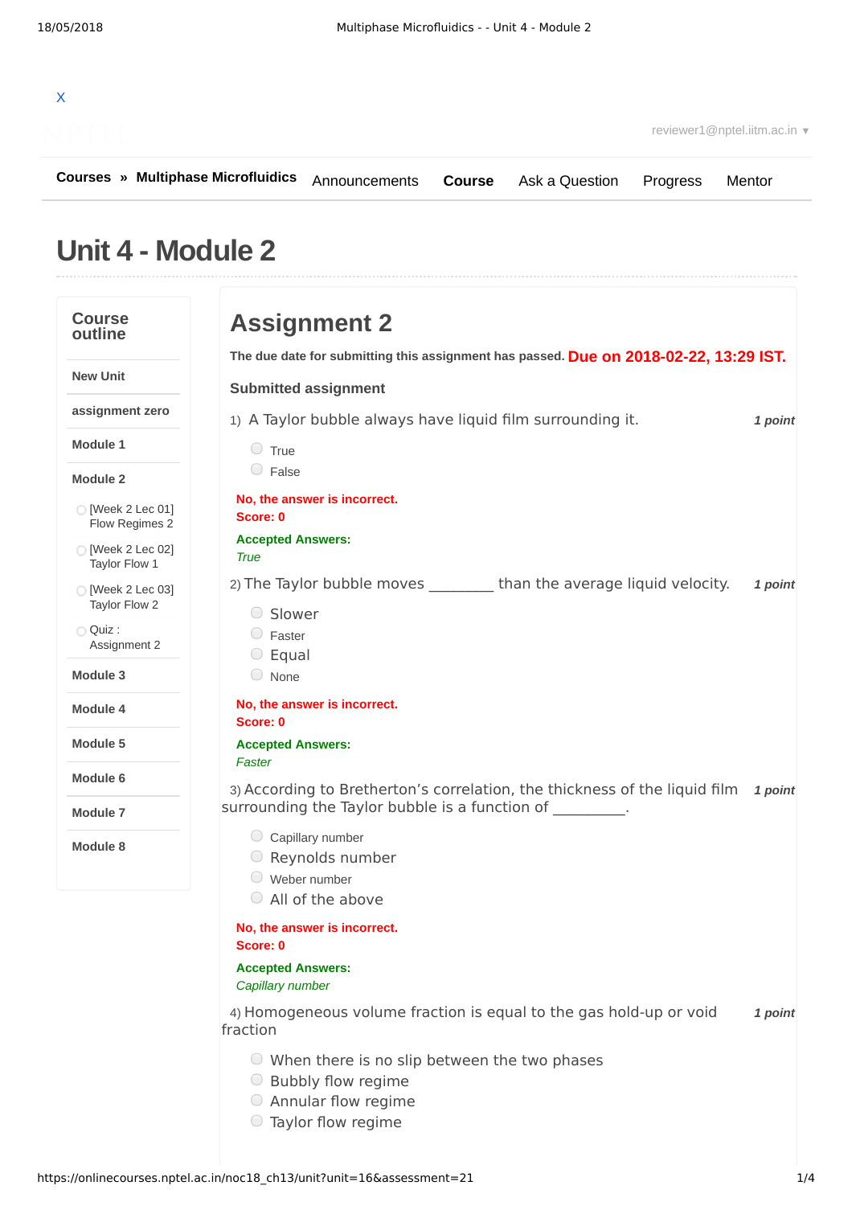X

reviewer1@nptel.iitm.ac.in ▾

**Courses » Multiphase Microfluidics** Announcements **Course** Ask a Question Progress Mentor

# Unit 4 - Module 2

## Course outline

- **New Unit**
- **assignment zero**
- **Module 1**
- **Module 2**
  - [Week 2 Lec 01] Flow Regimes 2
  - [Week 2 Lec 02] Taylor Flow 1
  - [Week 2 Lec 03] Taylor Flow 2
  - Quiz : Assignment 2
- **Module 3**
- **Module 4**
- **Module 5**
- **Module 6**
- **Module 7**
- **Module 8**

# Assignment 2

**The due date for submitting this assignment has passed.** **Due on 2018-02-22, 13:29 IST.**

**Submitted assignment**

1) A Taylor bubble always have liquid film surrounding it. ***1 point***

- True
- False

**No, the answer is incorrect.**
**Score: 0**

**Accepted Answers:**
*True*

2) The Taylor bubble moves ________ than the average liquid velocity. ***1 point***

- Slower
- Faster
- Equal
- None

**No, the answer is incorrect.**
**Score: 0**

**Accepted Answers:**
*Faster*

3) According to Bretherton's correlation, the thickness of the liquid film surrounding the Taylor bubble is a function of _________. ***1 point***

- Capillary number
- Reynolds number
- Weber number
- All of the above

**No, the answer is incorrect.**
**Score: 0**

**Accepted Answers:**
*Capillary number*

4) Homogeneous volume fraction is equal to the gas hold-up or void fraction ***1 point***

- When there is no slip between the two phases
- Bubbly flow regime
- Annular flow regime
- Taylor flow regime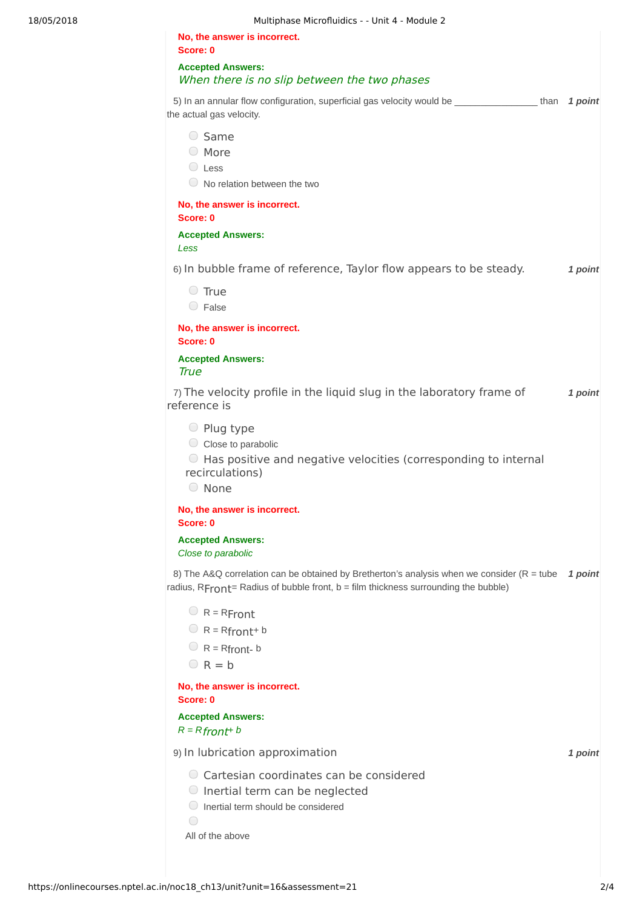No, the answer is incorrect.
Score: 0

Accepted Answers:
*When there is no slip between the two phases*

5) In an annular flow configuration, superficial gas velocity would be ________________ than the actual gas velocity. *1 point*

- Same
- More
- Less
- No relation between the two

No, the answer is incorrect.
Score: 0

Accepted Answers:
*Less*

6) In bubble frame of reference, Taylor flow appears to be steady. *1 point*

- True
- False

No, the answer is incorrect.
Score: 0

Accepted Answers:
*True*

7) The velocity profile in the liquid slug in the laboratory frame of reference is *1 point*

- Plug type
- Close to parabolic
- Has positive and negative velocities (corresponding to internal recirculations)
- None

No, the answer is incorrect.
Score: 0

Accepted Answers:
*Close to parabolic*

8) The A&Q correlation can be obtained by Bretherton's analysis when we consider (R = tube radius, $R_{Front}$= Radius of bubble front, b = film thickness surrounding the bubble) *1 point*

- $R = R_{Front}$
- $R = R_{front} + b$
- $R = R_{front} - b$
- $R = b$

No, the answer is incorrect.
Score: 0

Accepted Answers:
$R = R_{front} + b$

9) In lubrication approximation *1 point*

- Cartesian coordinates can be considered
- Inertial term can be neglected
- Inertial term should be considered
- All of the above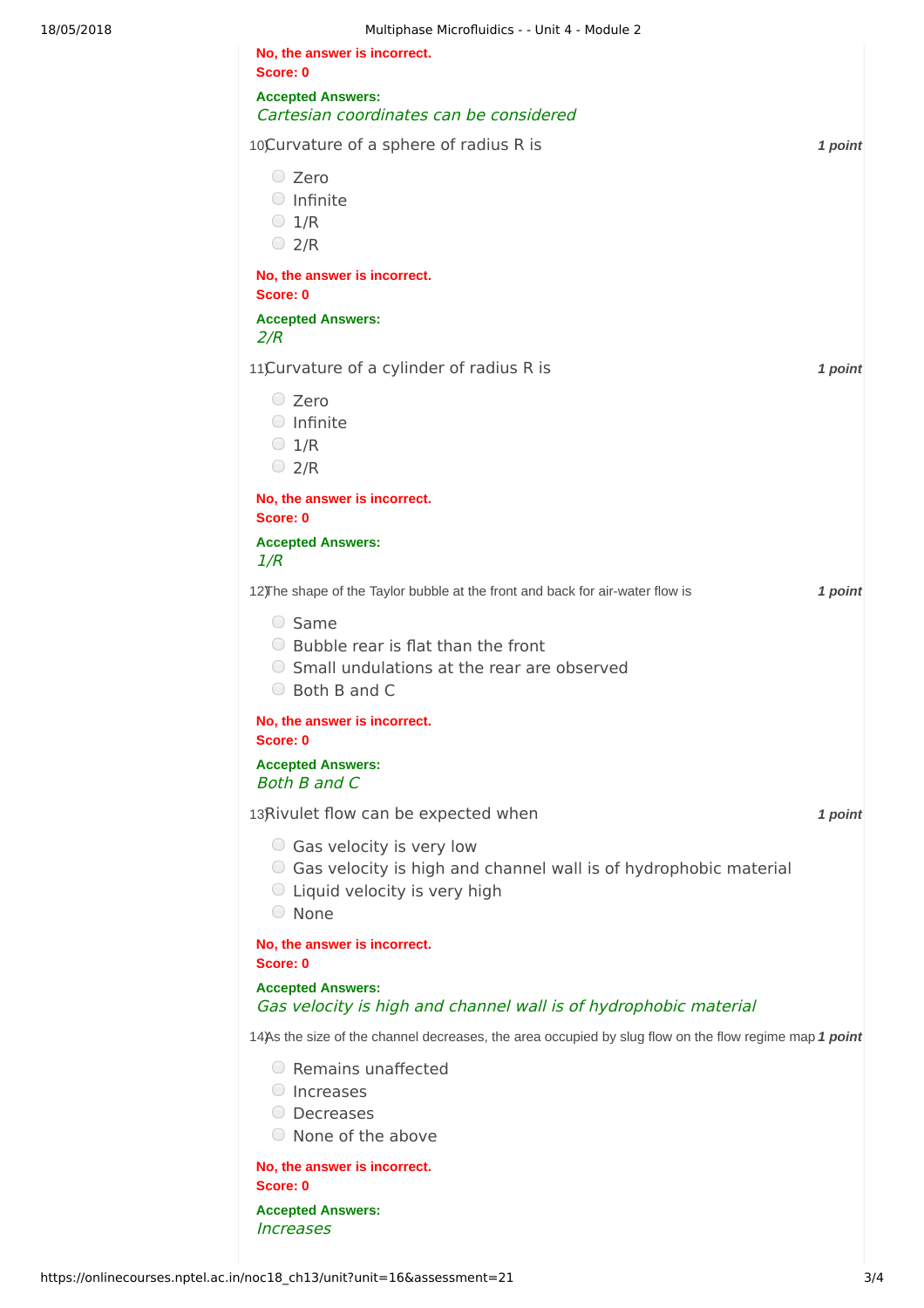No, the answer is incorrect.
Score: 0

**Accepted Answers:**
*Cartesian coordinates can be considered*

10) Curvature of a sphere of radius R is **1 point**

- Zero
- Infinite
- 1/R
- 2/R

No, the answer is incorrect.
Score: 0

**Accepted Answers:**
*2/R*

11) Curvature of a cylinder of radius R is **1 point**

- Zero
- Infinite
- 1/R
- 2/R

No, the answer is incorrect.
Score: 0

**Accepted Answers:**
*1/R*

12) The shape of the Taylor bubble at the front and back for air-water flow is **1 point**

- Same
- Bubble rear is flat than the front
- Small undulations at the rear are observed
- Both B and C

No, the answer is incorrect.
Score: 0

**Accepted Answers:**
*Both B and C*

13) Rivulet flow can be expected when **1 point**

- Gas velocity is very low
- Gas velocity is high and channel wall is of hydrophobic material
- Liquid velocity is very high
- None

No, the answer is incorrect.
Score: 0

**Accepted Answers:**
*Gas velocity is high and channel wall is of hydrophobic material*

14) As the size of the channel decreases, the area occupied by slug flow on the flow regime map **1 point**

- Remains unaffected
- Increases
- Decreases
- None of the above

No, the answer is incorrect.
Score: 0

**Accepted Answers:**
*Increases*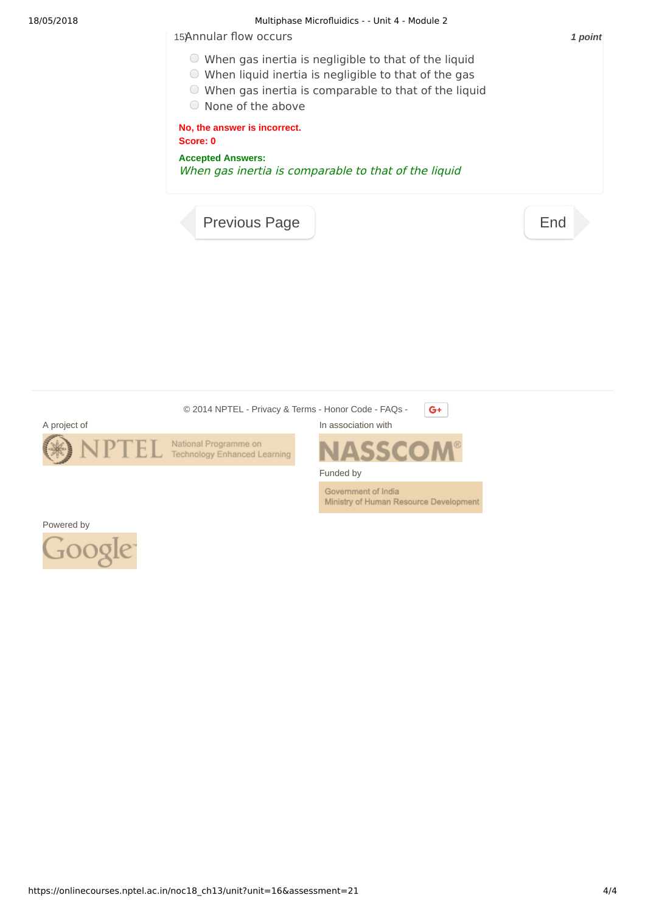15) Annular flow occurs

**1 point**

- When gas inertia is negligible to that of the liquid
- When liquid inertia is negligible to that of the gas
- When gas inertia is comparable to that of the liquid
- None of the above

**No, the answer is incorrect.**
**Score: 0**

**Accepted Answers:**
*When gas inertia is comparable to that of the liquid*

Previous Page

End

© 2014 NPTEL - Privacy & Terms - Honor Code - FAQs -

A project of

NPTEL National Programme on Technology Enhanced Learning

In association with

NASSCOM

Funded by

Government of India
Ministry of Human Resource Development

Powered by

Google